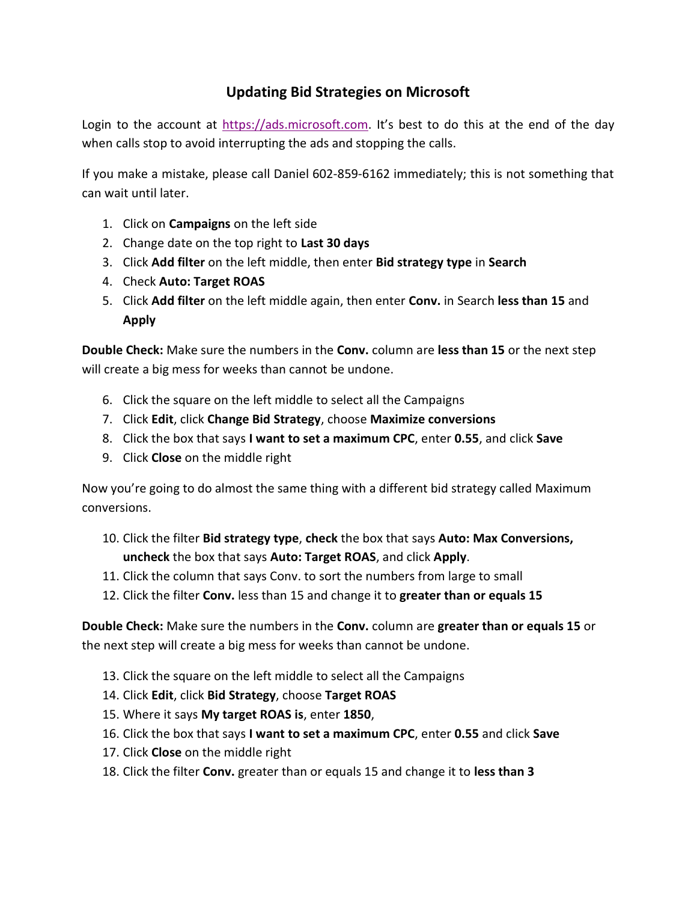# Updating Bid Strategies on Microsoft

Login to the account at https://ads.microsoft.com. It's best to do this at the end of the day when calls stop to avoid interrupting the ads and stopping the calls.

If you make a mistake, please call Daniel 602-859-6162 immediately; this is not something that can wait until later.

1. Click on **Campaigns** on the left side
2. Change date on the top right to **Last 30 days**
3. Click **Add filter** on the left middle, then enter **Bid strategy type** in **Search**
4. Check **Auto: Target ROAS**
5. Click **Add filter** on the left middle again, then enter **Conv.** in Search **less than 15** and **Apply**

**Double Check:** Make sure the numbers in the **Conv.** column are **less than 15** or the next step will create a big mess for weeks than cannot be undone.

6. Click the square on the left middle to select all the Campaigns
7. Click **Edit**, click **Change Bid Strategy**, choose **Maximize conversions**
8. Click the box that says **I want to set a maximum CPC**, enter **0.55**, and click **Save**
9. Click **Close** on the middle right

Now you're going to do almost the same thing with a different bid strategy called Maximum conversions.

10. Click the filter **Bid strategy type**, **check** the box that says **Auto: Max Conversions, uncheck** the box that says **Auto: Target ROAS**, and click **Apply**.
11. Click the column that says Conv. to sort the numbers from large to small
12. Click the filter **Conv.** less than 15 and change it to **greater than or equals 15**

**Double Check:** Make sure the numbers in the **Conv.** column are **greater than or equals 15** or the next step will create a big mess for weeks than cannot be undone.

13. Click the square on the left middle to select all the Campaigns
14. Click **Edit**, click **Bid Strategy**, choose **Target ROAS**
15. Where it says **My target ROAS is**, enter **1850**,
16. Click the box that says **I want to set a maximum CPC**, enter **0.55** and click **Save**
17. Click **Close** on the middle right
18. Click the filter **Conv.** greater than or equals 15 and change it to **less than 3**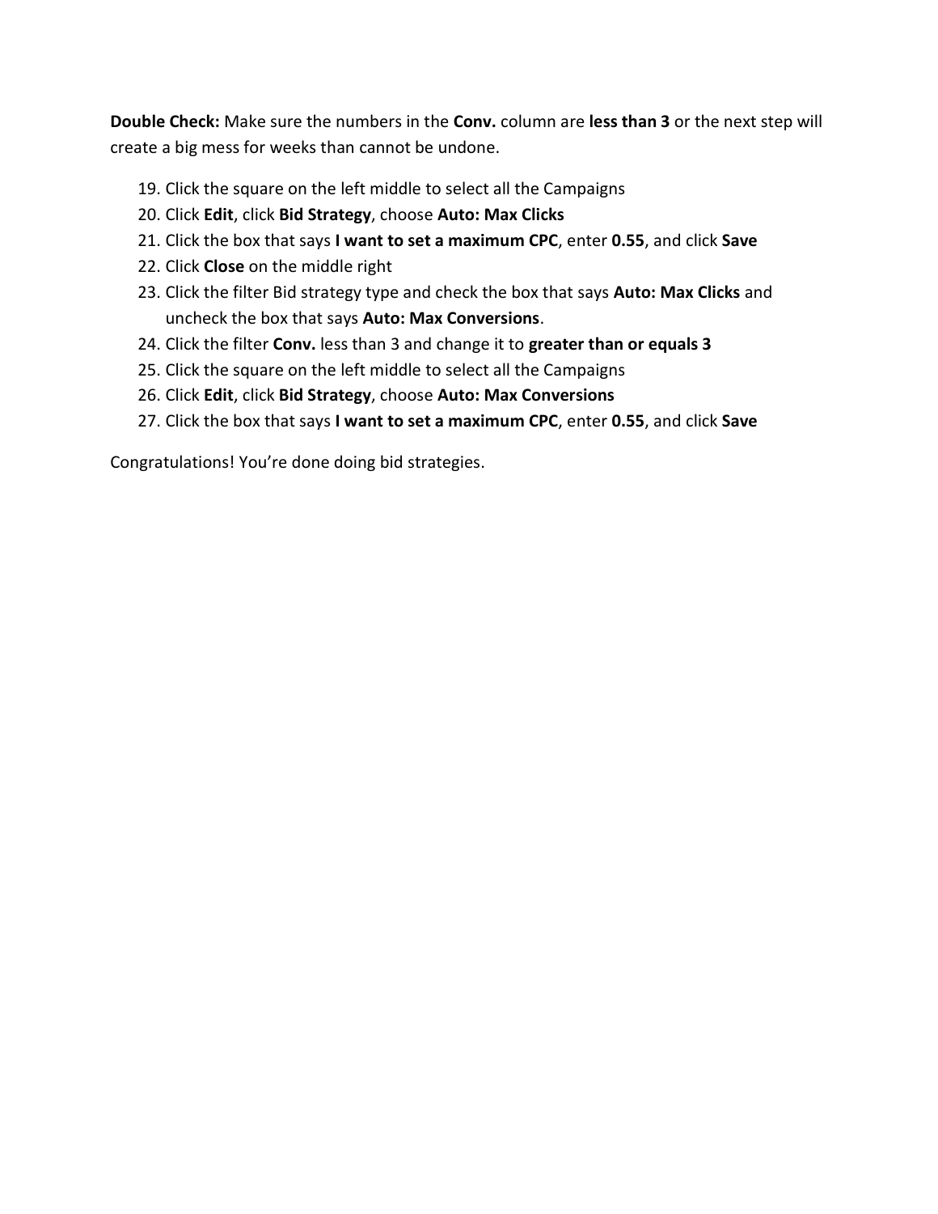**Double Check:** Make sure the numbers in the **Conv.** column are **less than 3** or the next step will create a big mess for weeks than cannot be undone.

19. Click the square on the left middle to select all the Campaigns
20. Click **Edit**, click **Bid Strategy**, choose **Auto: Max Clicks**
21. Click the box that says **I want to set a maximum CPC**, enter **0.55**, and click **Save**
22. Click **Close** on the middle right
23. Click the filter Bid strategy type and check the box that says **Auto: Max Clicks** and uncheck the box that says **Auto: Max Conversions**.
24. Click the filter **Conv.** less than 3 and change it to **greater than or equals 3**
25. Click the square on the left middle to select all the Campaigns
26. Click **Edit**, click **Bid Strategy**, choose **Auto: Max Conversions**
27. Click the box that says **I want to set a maximum CPC**, enter **0.55**, and click **Save**

Congratulations! You're done doing bid strategies.